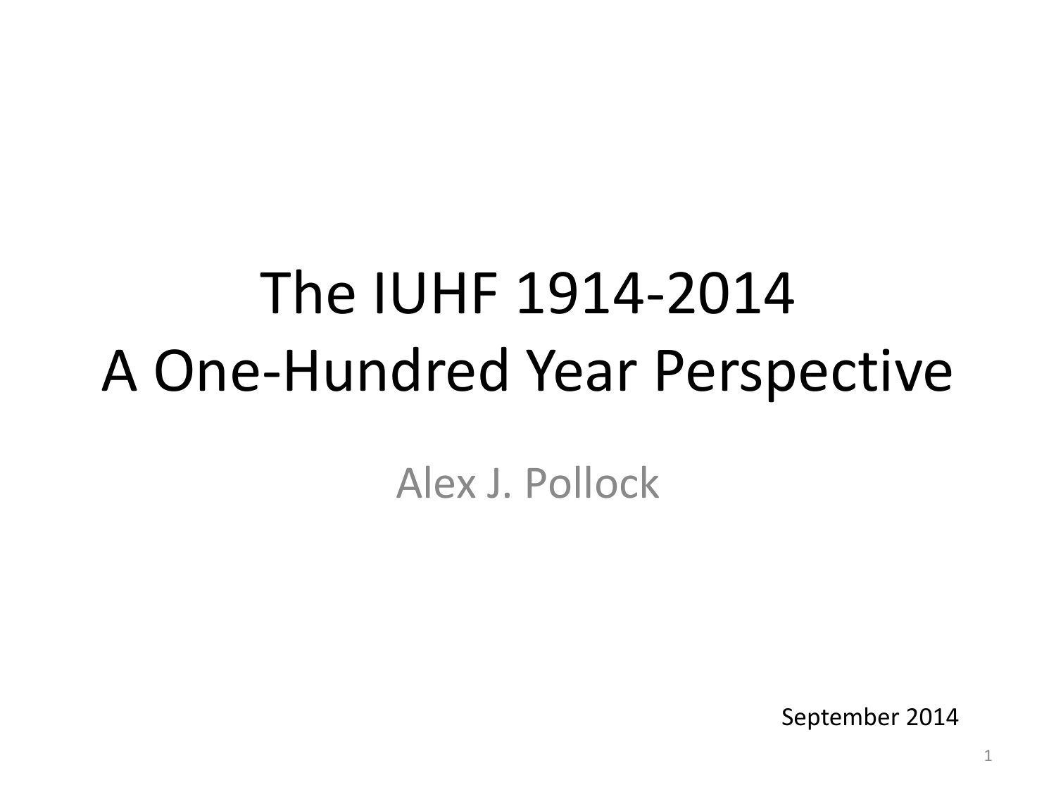# The IUHF 1914-2014
# A One-Hundred Year Perspective

Alex J. Pollock

September 2014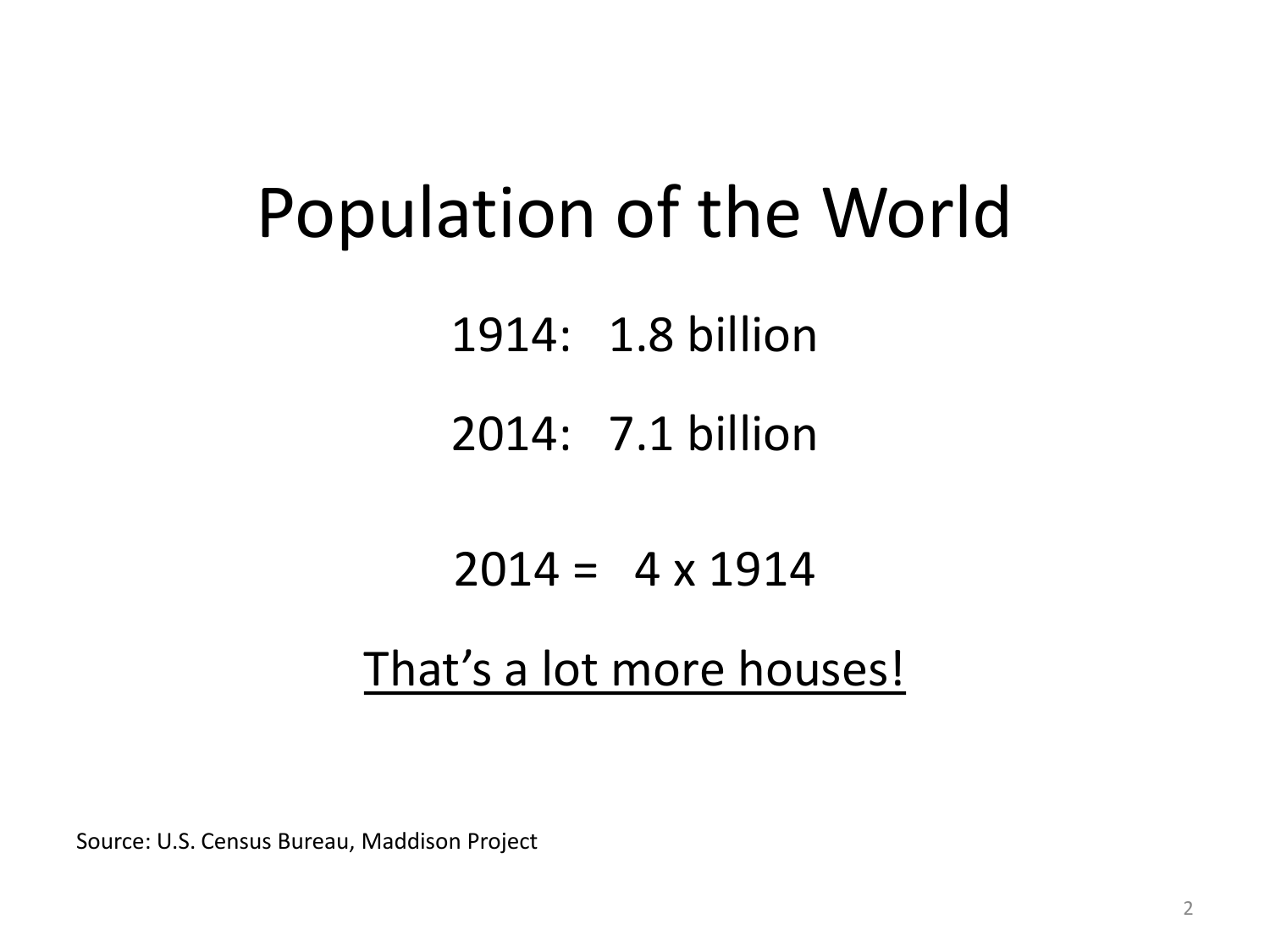# Population of the World

1914: 1.8 billion

2014: 7.1 billion

2014 = 4 x 1914

<u>That's a lot more houses!</u>

Source: U.S. Census Bureau, Maddison Project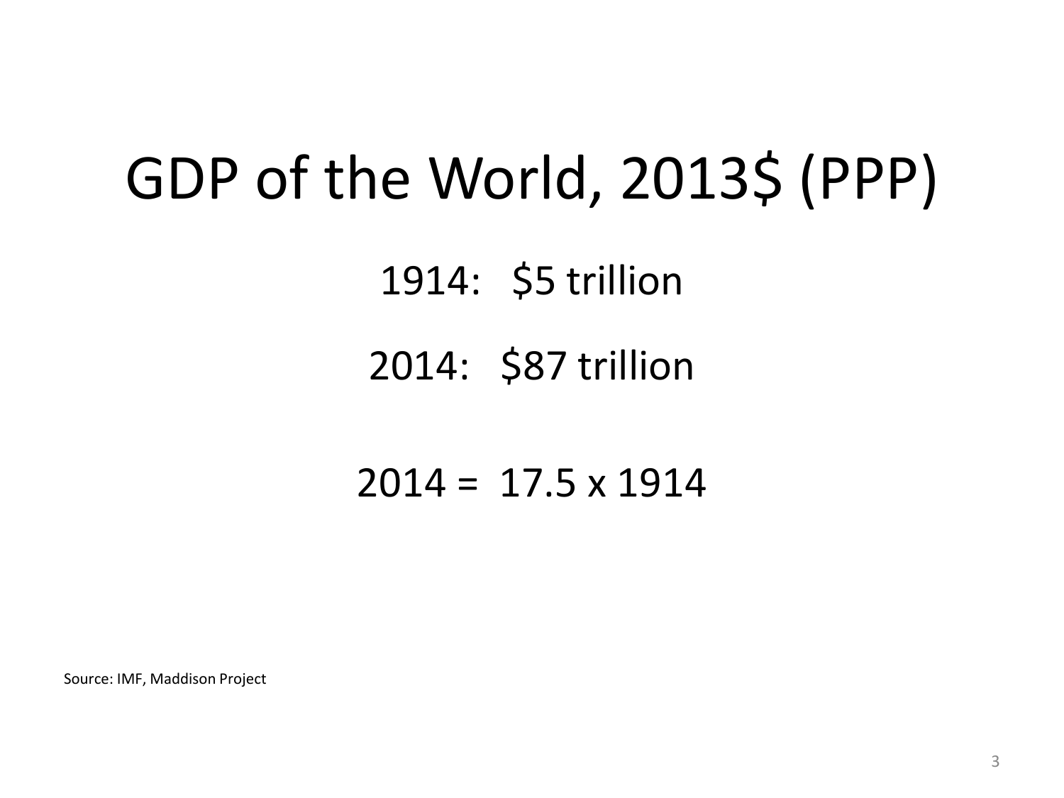# GDP of the World, 2013$ (PPP)

1914: $5 trillion

2014: $87 trillion

2014 = 17.5 x 1914

Source: IMF, Maddison Project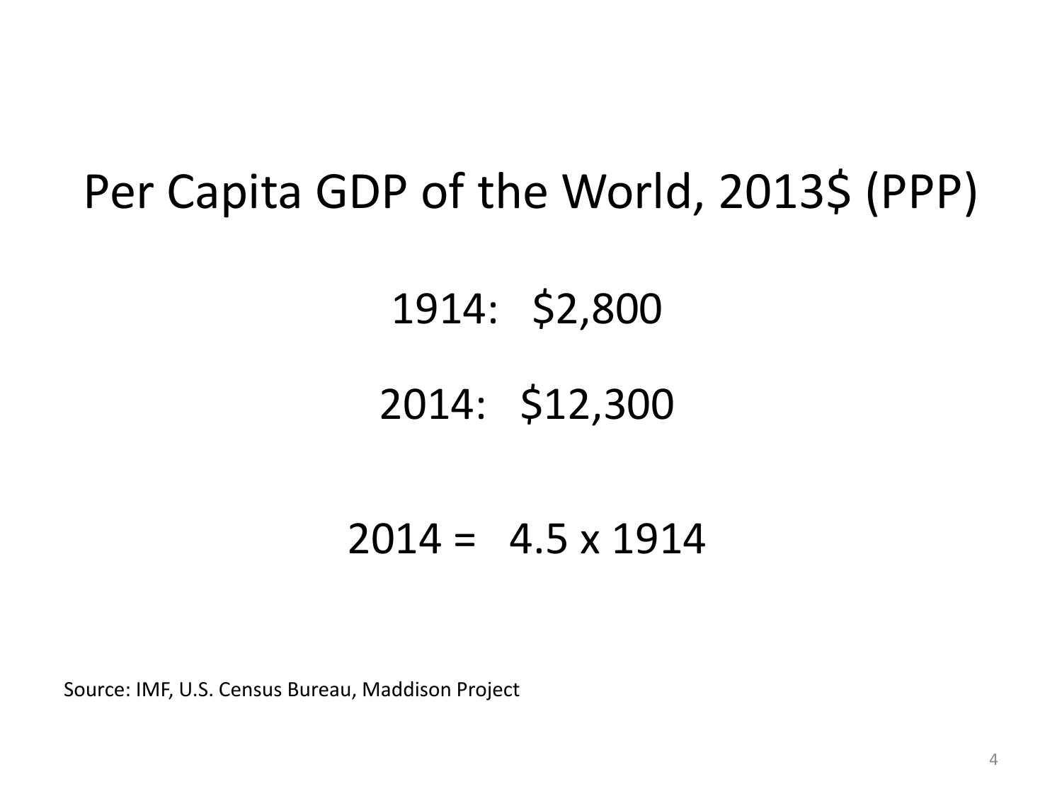# Per Capita GDP of the World, 2013$ (PPP)

1914: $2,800

2014: $12,300

2014 = 4.5 x 1914

Source: IMF, U.S. Census Bureau, Maddison Project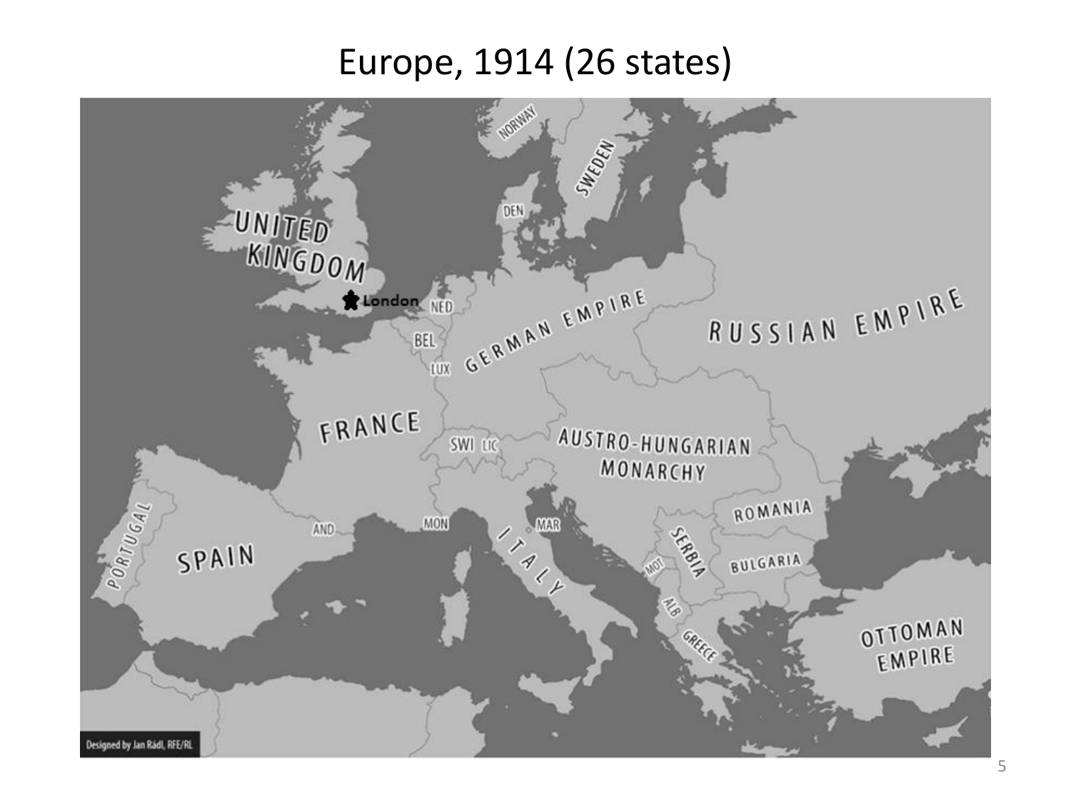# Europe, 1914 (26 states)

UNITED KINGDOM

London

NED

BEL

LUX

GERMAN EMPIRE

RUSSIAN EMPIRE

NORWAY

SWEDEN

DEN

FRANCE

SWI

LIC

AUSTRO-HUNGARIAN MONARCHY

ROMANIA

SERBIA

BULGARIA

MOT

ALB

GREECE

OTTOMAN EMPIRE

PORTUGAL

SPAIN

AND

MON

ITALY

MAR

Designed by Jan Rádl, RFE/RL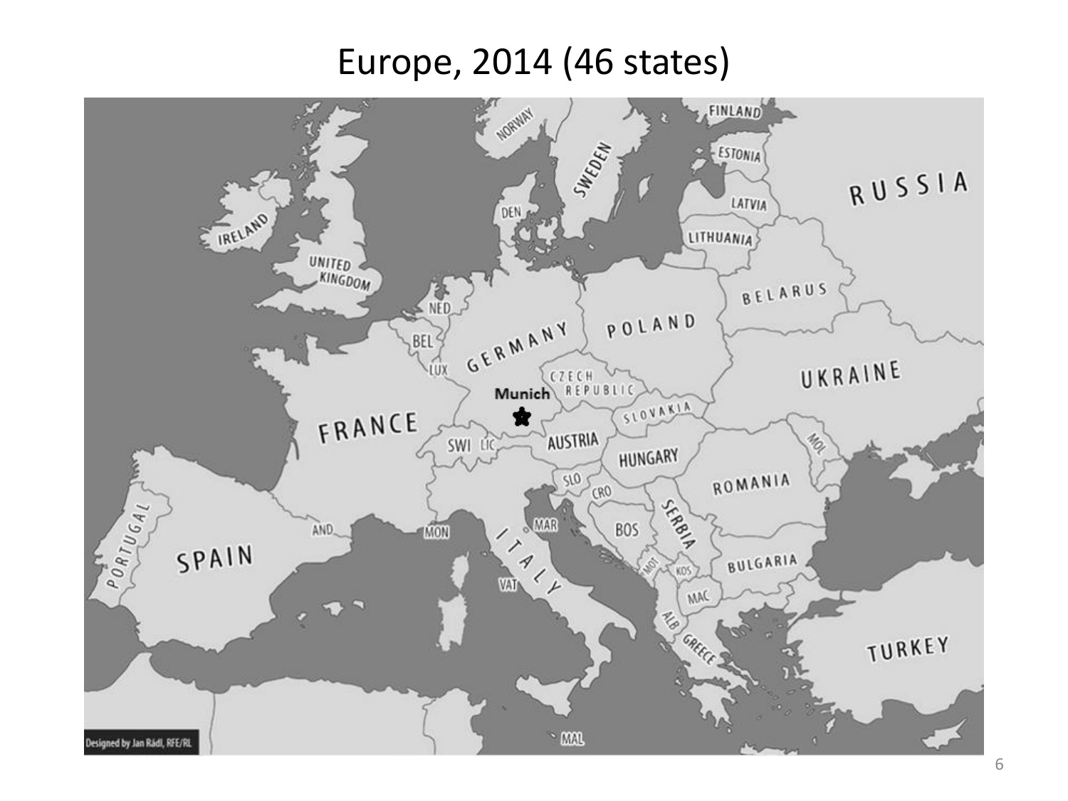# Europe, 2014 (46 states)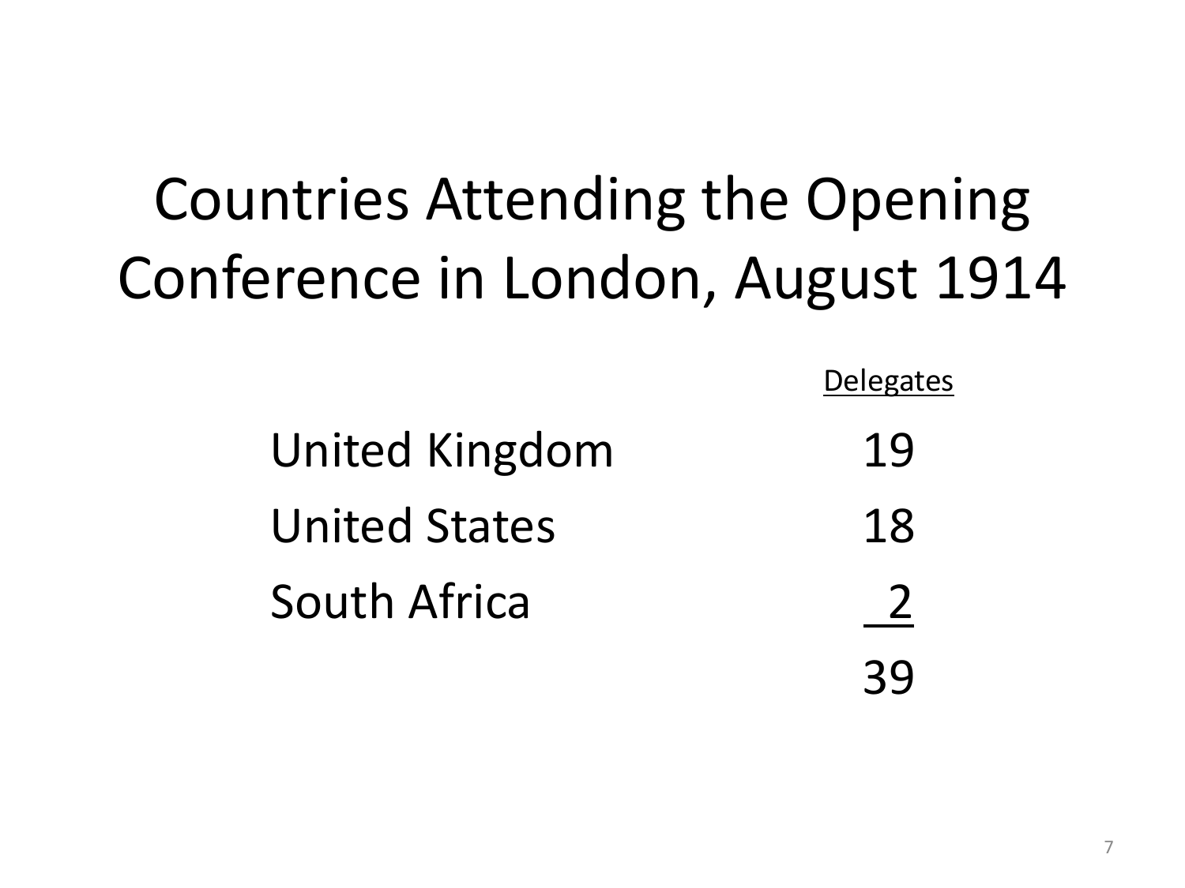# Countries Attending the Opening Conference in London, August 1914

| | Delegates |
|---|---|
| United Kingdom | 19 |
| United States | 18 |
| South Africa | 2 |
| | 39 |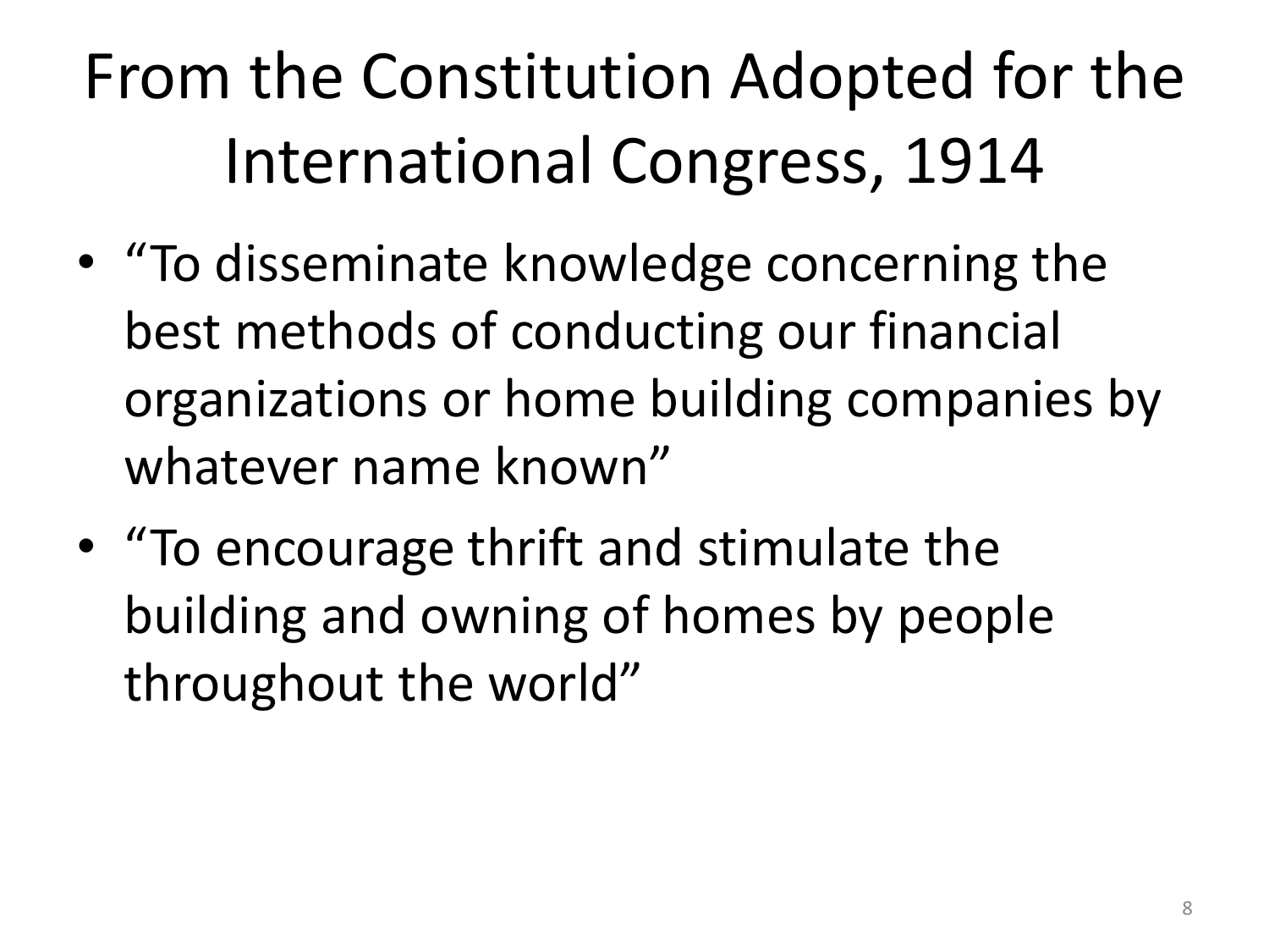# From the Constitution Adopted for the International Congress, 1914

- "To disseminate knowledge concerning the best methods of conducting our financial organizations or home building companies by whatever name known"
- "To encourage thrift and stimulate the building and owning of homes by people throughout the world"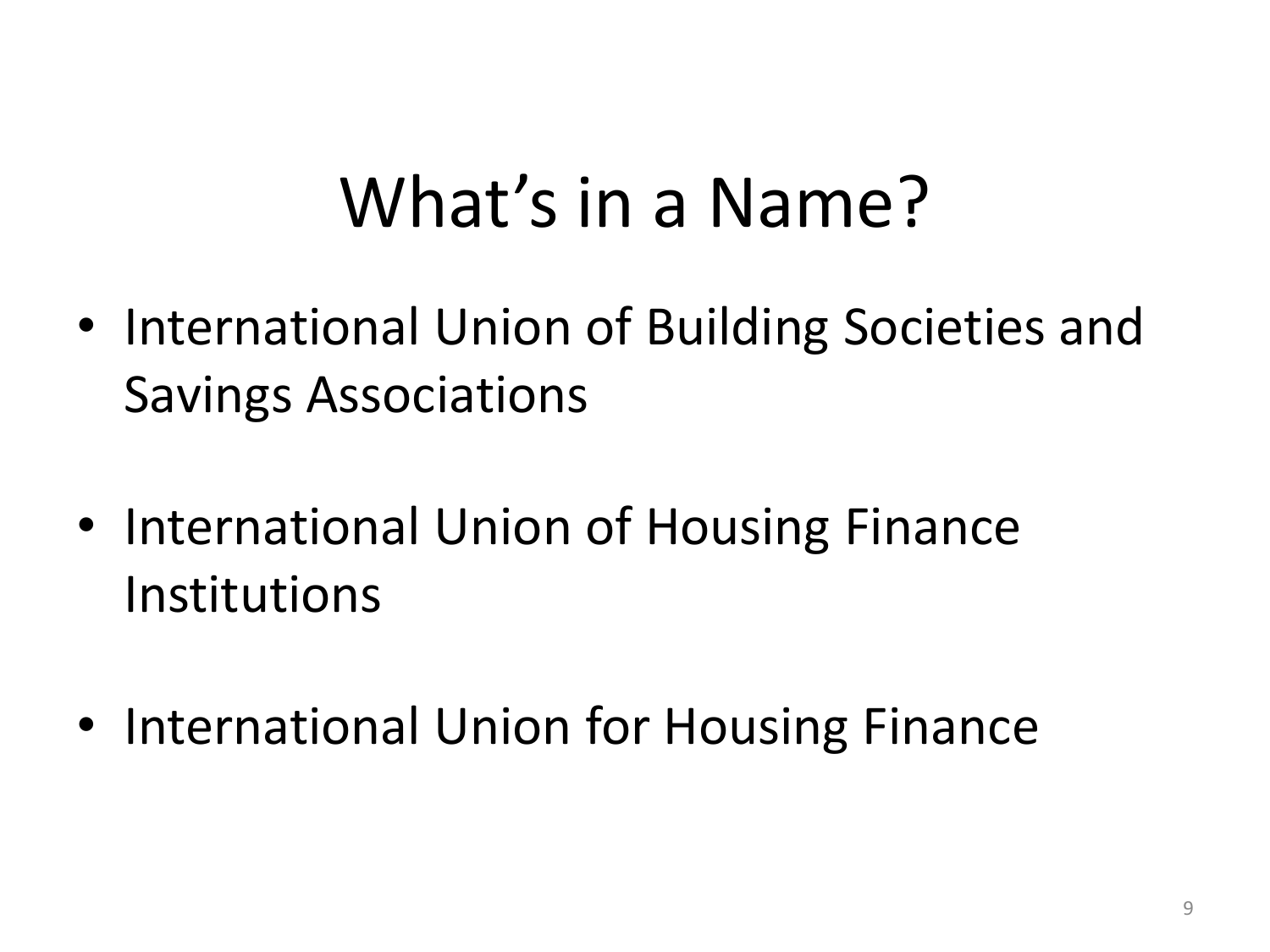# What's in a Name?

- International Union of Building Societies and Savings Associations

- International Union of Housing Finance Institutions

- International Union for Housing Finance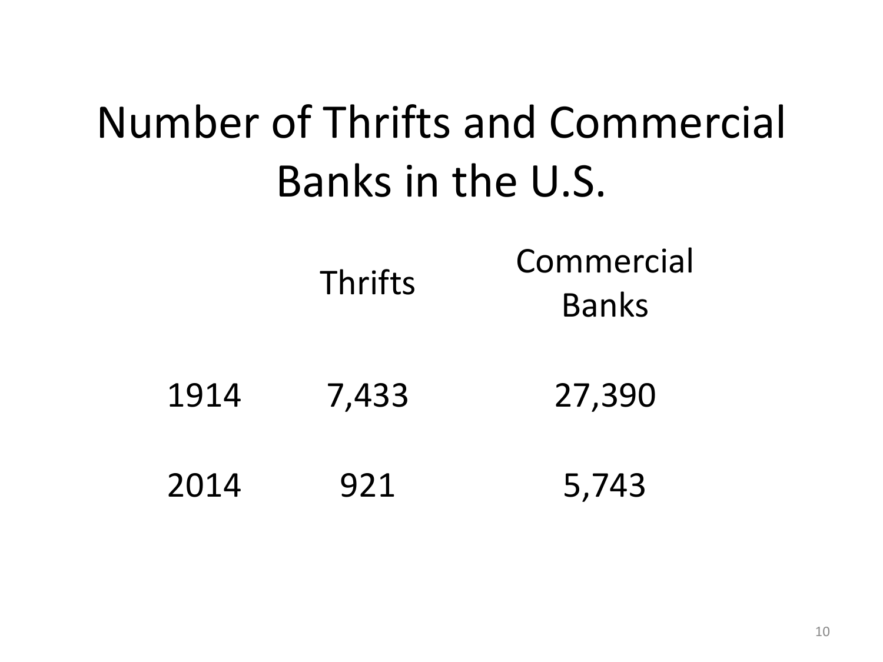# Number of Thrifts and Commercial Banks in the U.S.

| | Thrifts | Commercial Banks |
|---|---|---|
| 1914 | 7,433 | 27,390 |
| 2014 | 921 | 5,743 |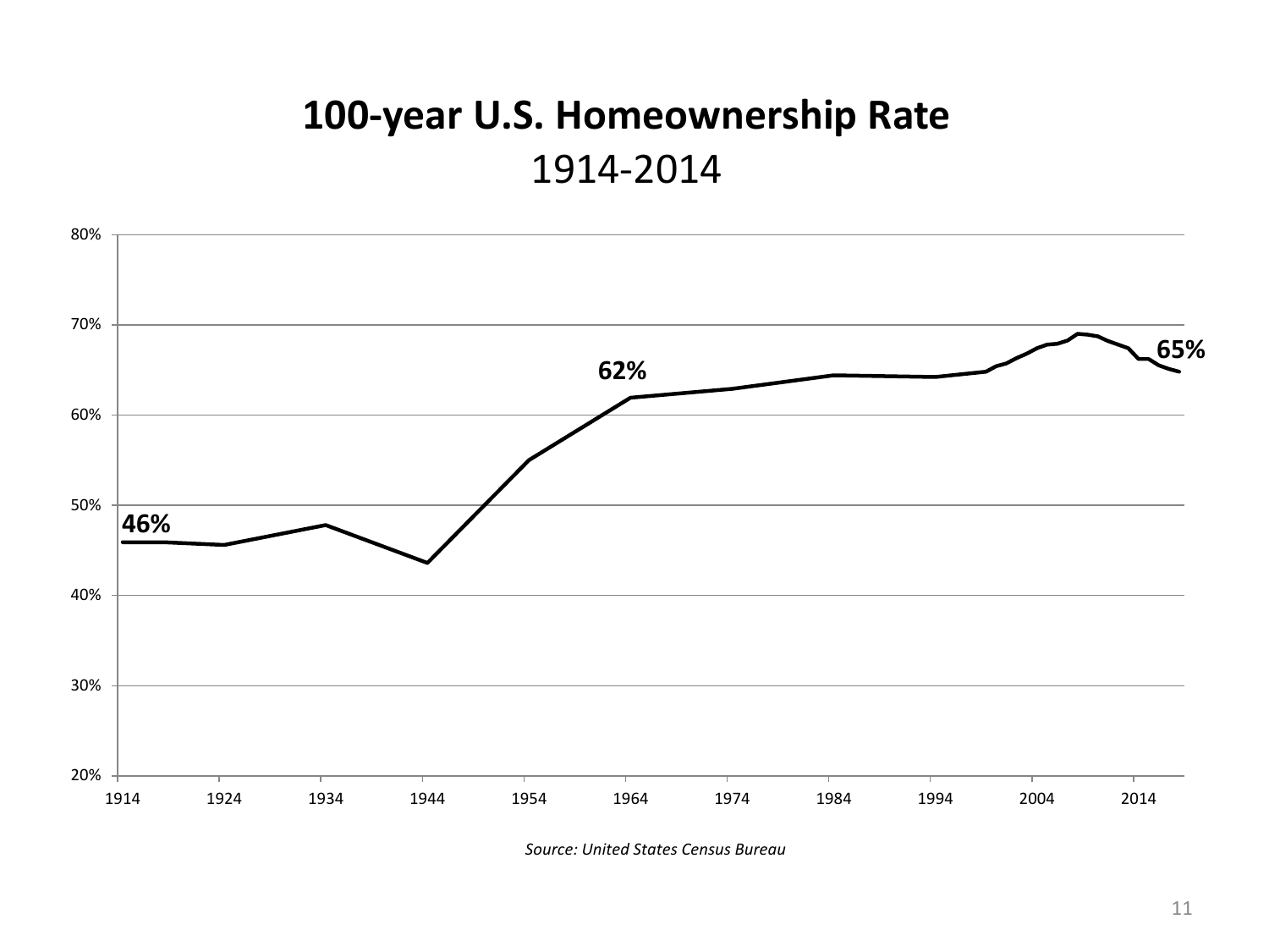# 100-year U.S. Homeownership Rate

1914-2014

46%

62%

65%

80%
70%
60%
50%
40%
30%
20%

1914 1924 1934 1944 1954 1964 1974 1984 1994 2004 2014

*Source: United States Census Bureau*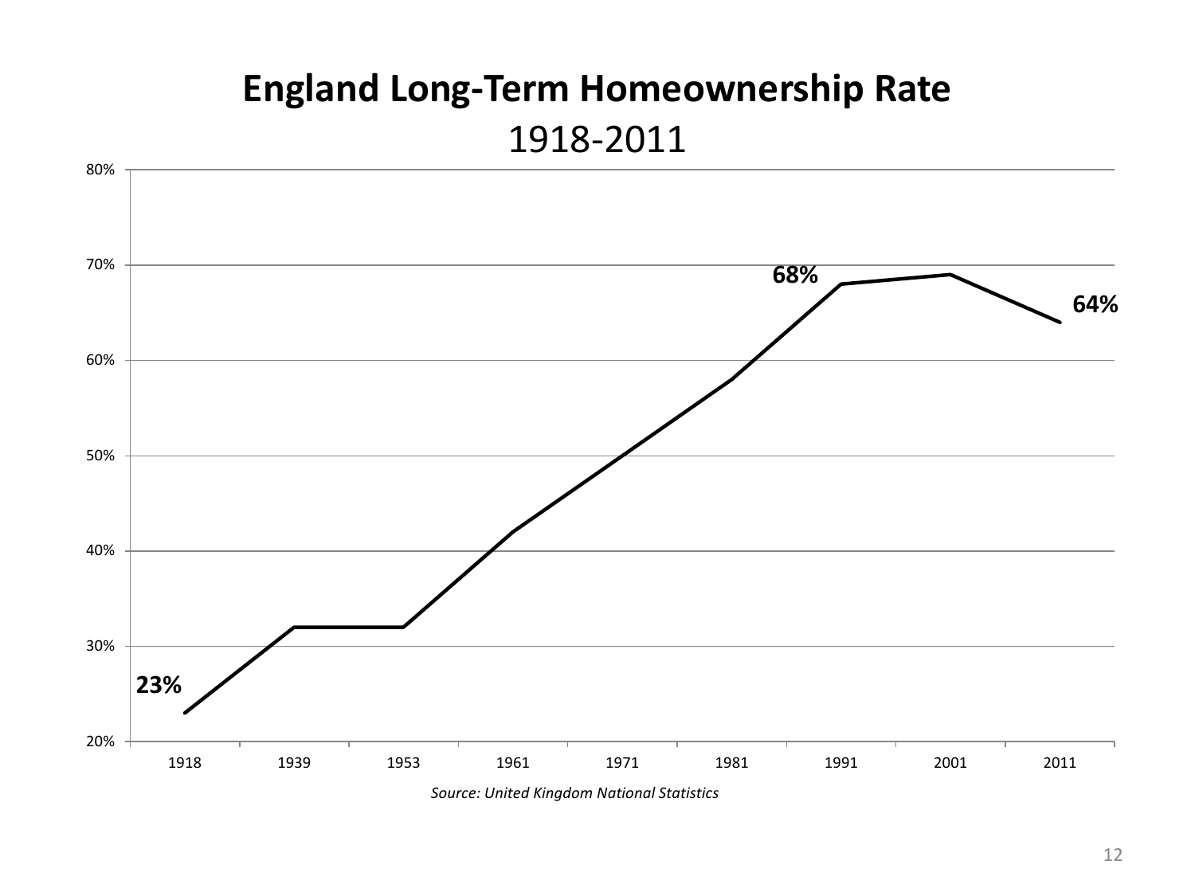# England Long-Term Homeownership Rate

1918-2011

| 1918 | 1939 | 1953 | 1961 | 1971 | 1981 | 1991 | 2001 | 2011 |
|---|---|---|---|---|---|---|---|---|
| 23% | | | | | | 68% | | 64% |

*Source: United Kingdom National Statistics*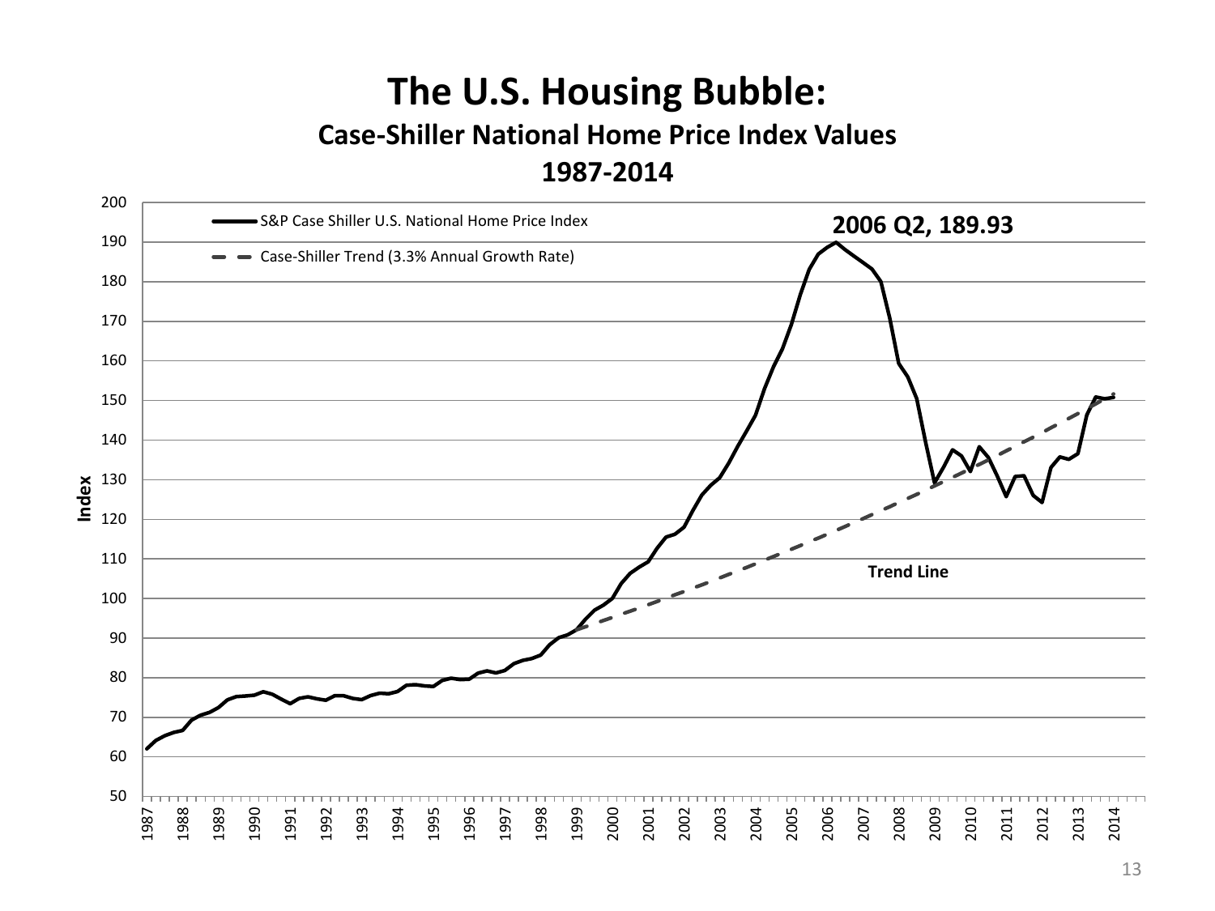# The U.S. Housing Bubble:

## Case-Shiller National Home Price Index Values

## 1987-2014

**2006 Q2, 189.93**

- S&P Case Shiller U.S. National Home Price Index
- Case-Shiller Trend (3.3% Annual Growth Rate)

**Trend Line**

Index

1987 1988 1989 1990 1991 1992 1993 1994 1995 1996 1997 1998 1999 2000 2001 2002 2003 2004 2005 2006 2007 2008 2009 2010 2011 2012 2013 2014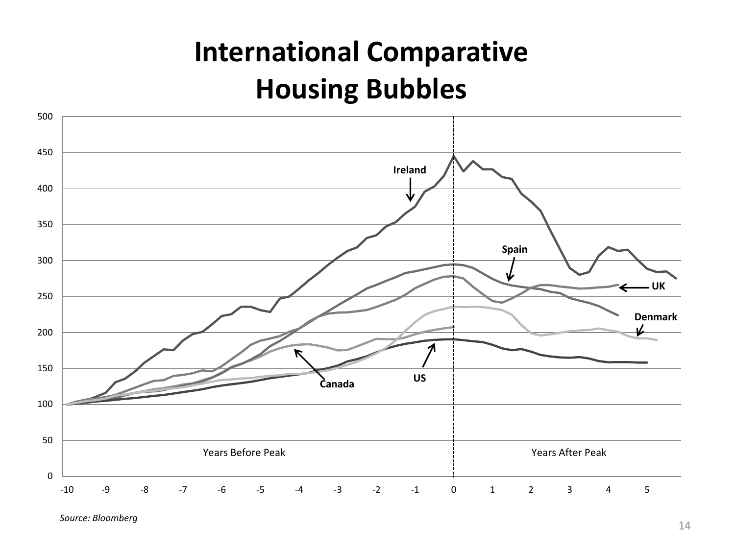# International Comparative Housing Bubbles

*Source: Bloomberg*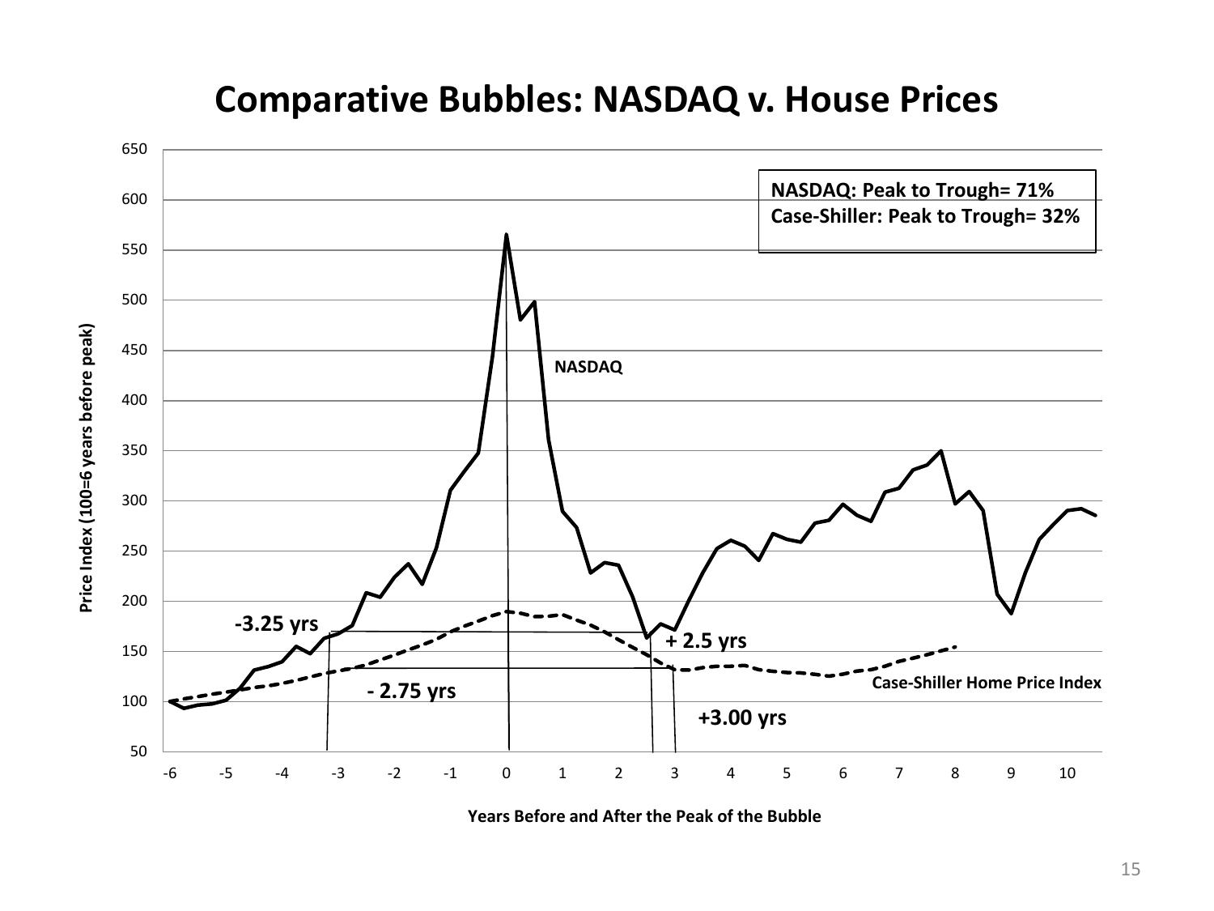# Comparative Bubbles: NASDAQ v. House Prices

**NASDAQ: Peak to Trough= 71%**
**Case-Shiller: Peak to Trough= 32%**

**NASDAQ**

**Case-Shiller Home Price Index**

**-3.25 yrs**

**+ 2.5 yrs**

**- 2.75 yrs**

**+3.00 yrs**

Price Index (100=6 years before peak)

Years Before and After the Peak of the Bubble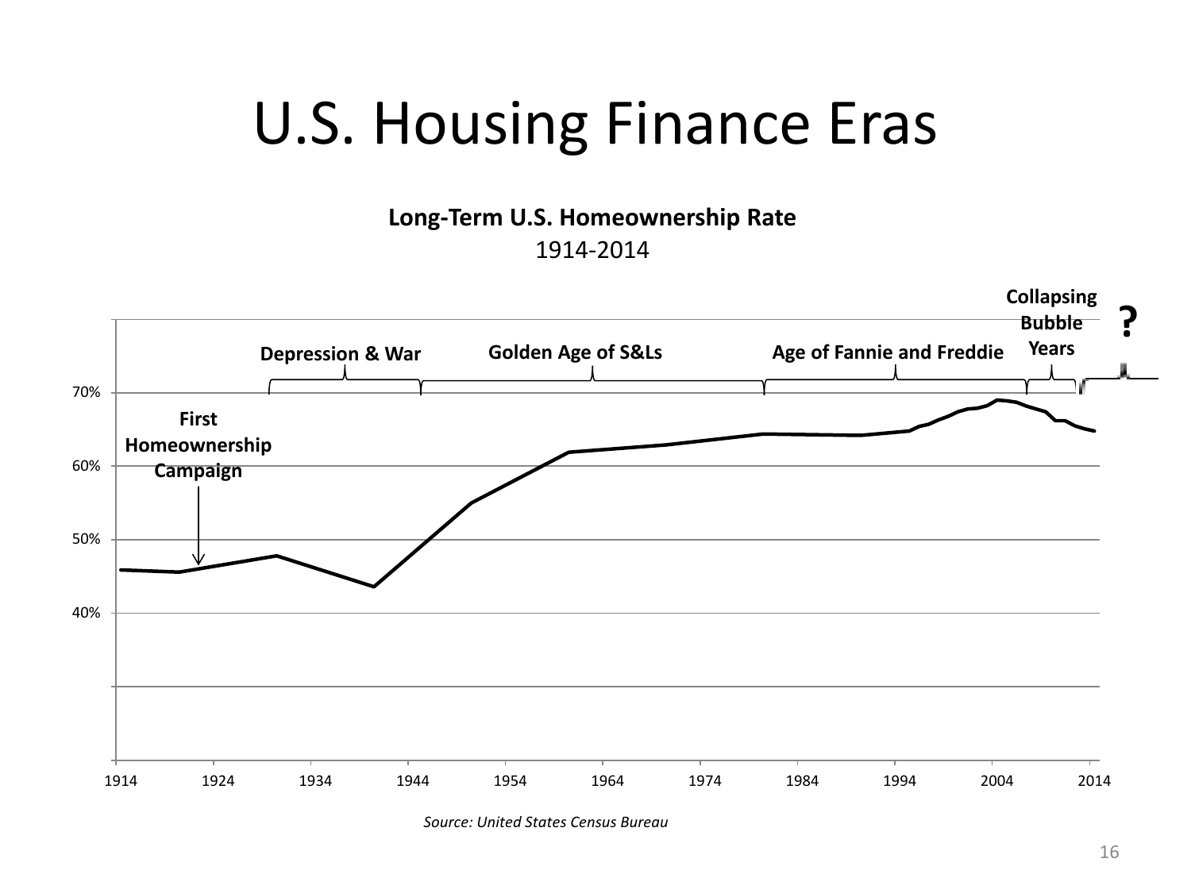# U.S. Housing Finance Eras

**Long-Term U.S. Homeownership Rate**

1914-2014

**Depression & War** | **Golden Age of S&Ls** | **Age of Fannie and Freddie** | **Collapsing Bubble Years** | **?**

**First Homeownership Campaign**

70%

60%

50%

40%

1914 1924 1934 1944 1954 1964 1974 1984 1994 2004 2014

*Source: United States Census Bureau*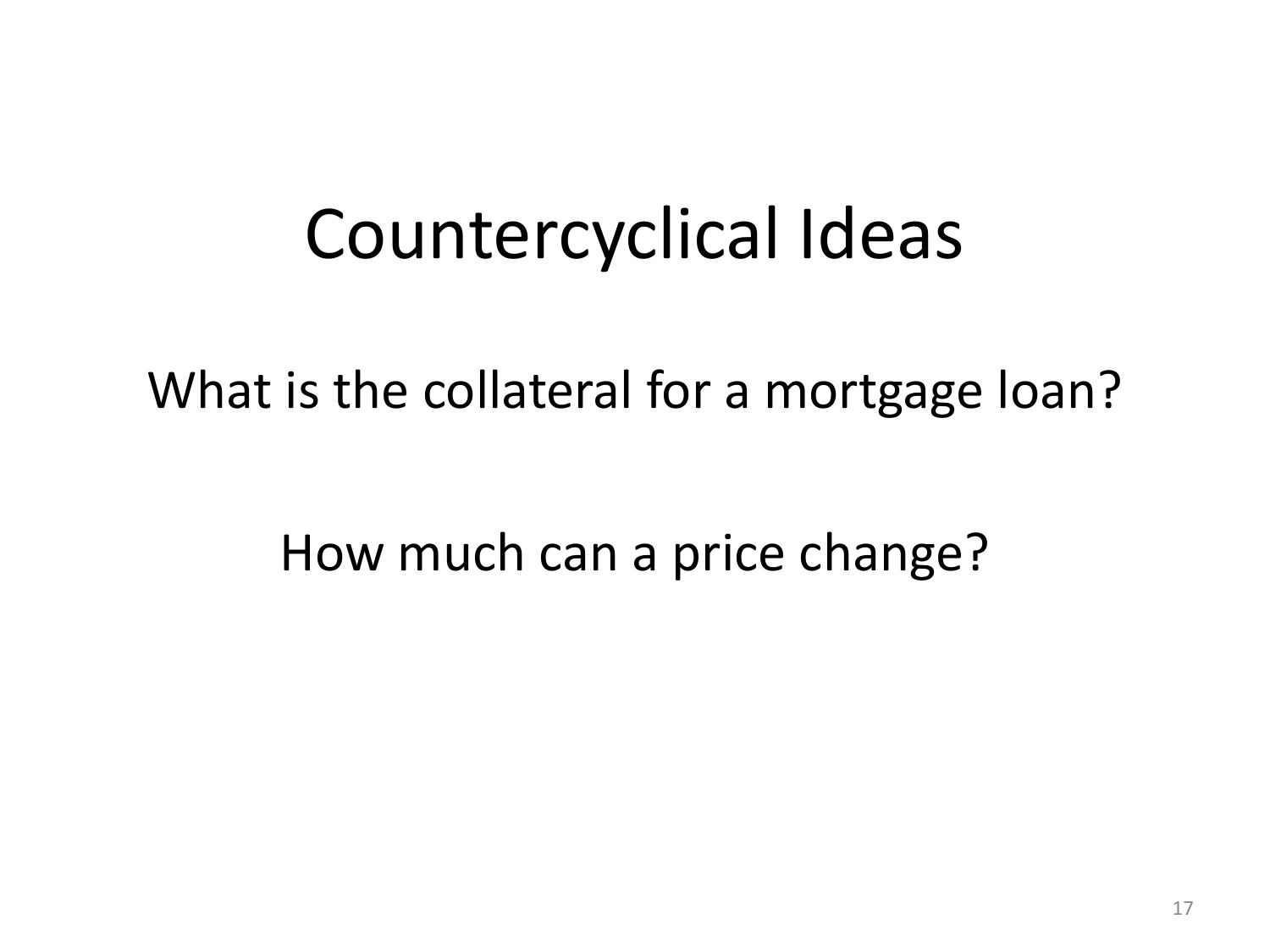# Countercyclical Ideas

What is the collateral for a mortgage loan?

How much can a price change?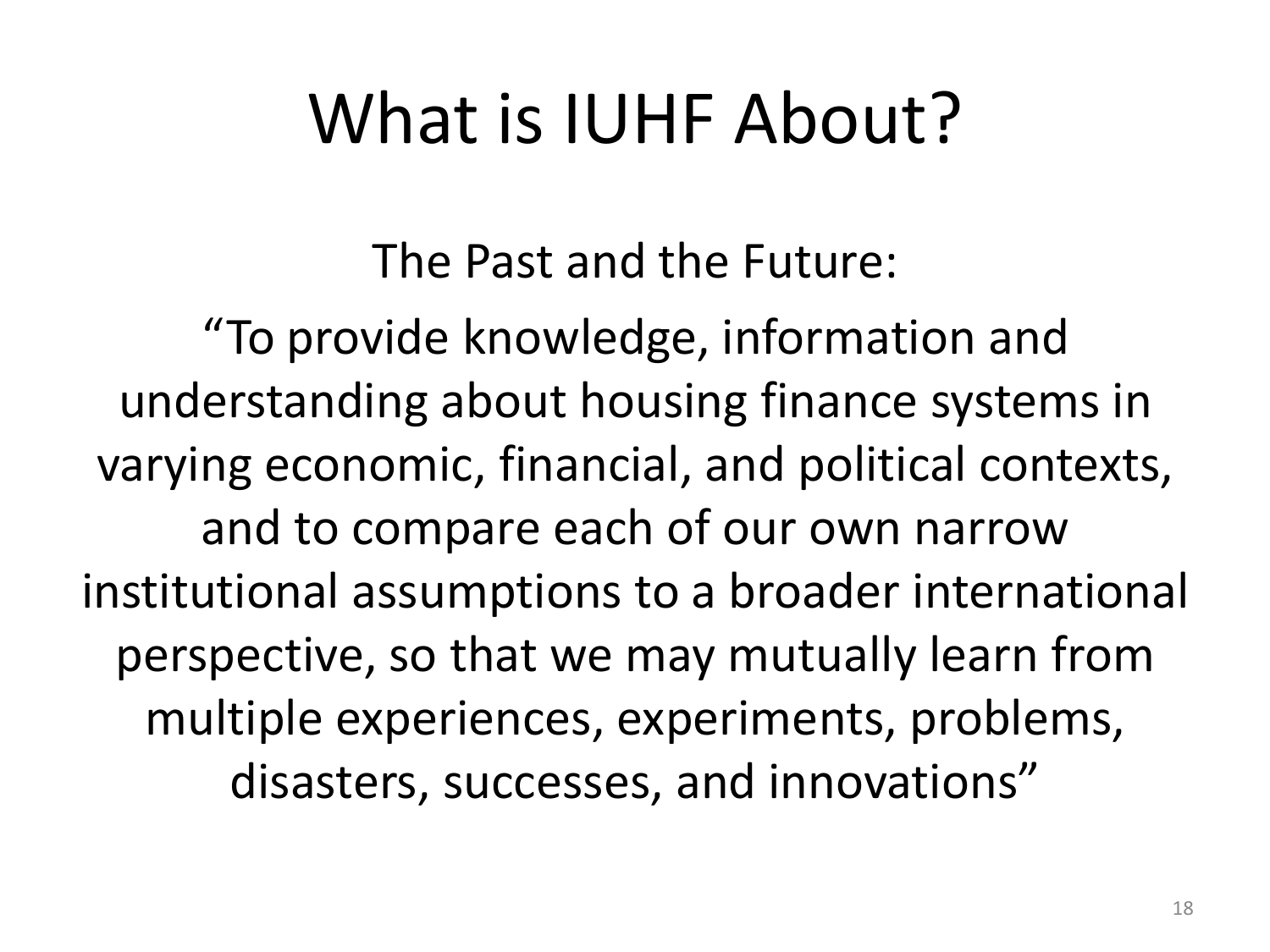# What is IUHF About?

The Past and the Future:

“To provide knowledge, information and understanding about housing finance systems in varying economic, financial, and political contexts, and to compare each of our own narrow institutional assumptions to a broader international perspective, so that we may mutually learn from multiple experiences, experiments, problems, disasters, successes, and innovations”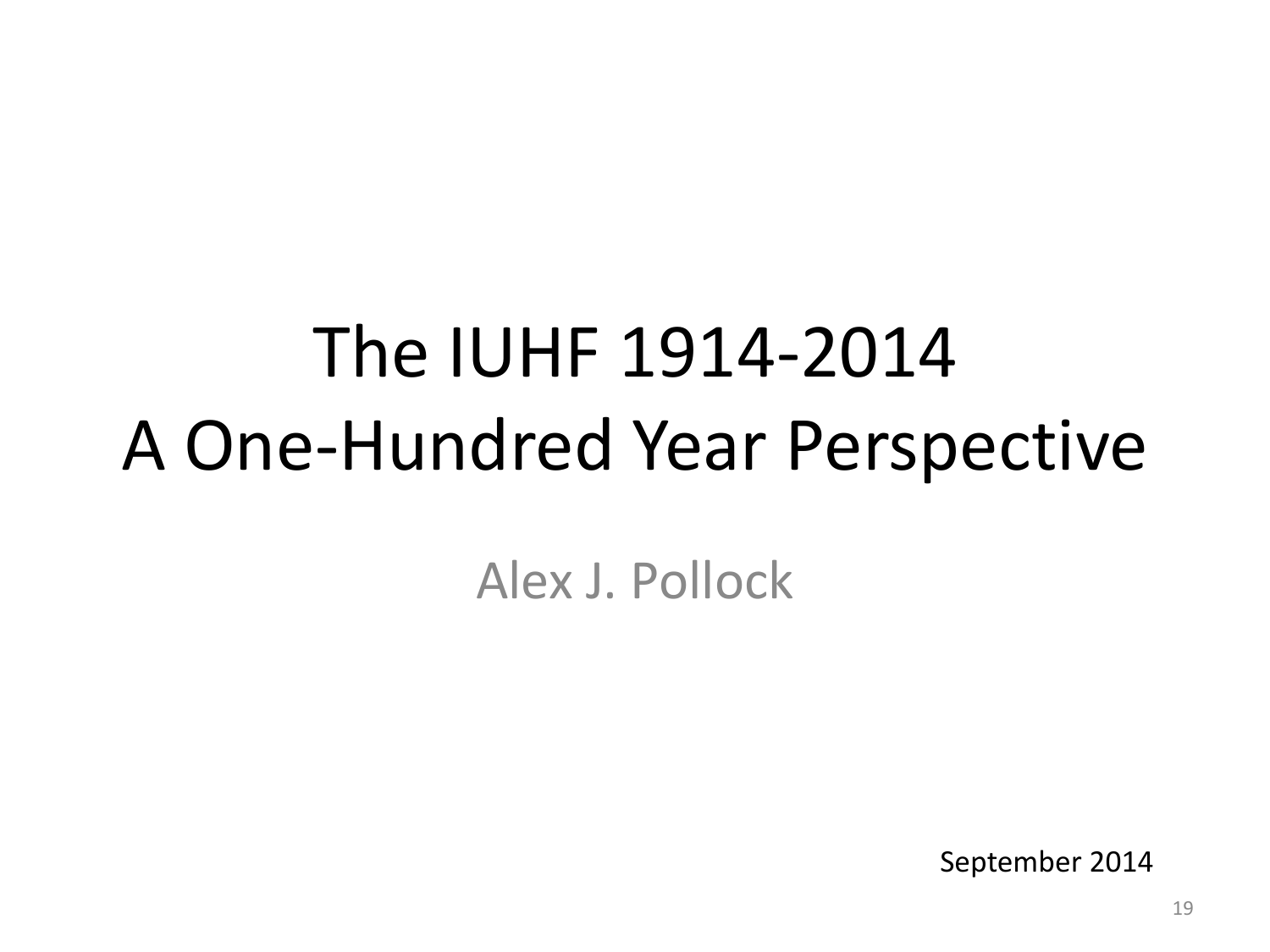# The IUHF 1914-2014
# A One-Hundred Year Perspective

Alex J. Pollock

September 2014